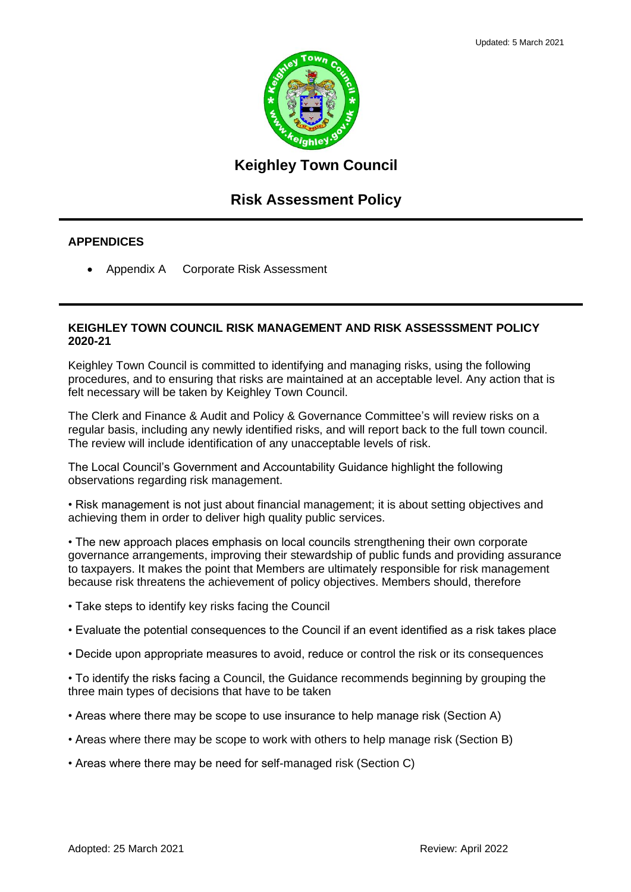Updated: 5 March 2021

# Keighley Town Council

## Risk Assessment Policy

### APPENDICES

- Appendix A Corporate Risk Assessment

### KEIGHLEY TOWN COUNCIL RISK MANAGEMENT AND RISK ASSESSSMENT POLICY 2020-21

Keighley Town Council is committed to identifying and managing risks, using the following procedures, and to ensuring that risks are maintained at an acceptable level. Any action that is felt necessary will be taken by Keighley Town Council.

The Clerk and Finance & Audit and Policy & Governance Committee's will review risks on a regular basis, including any newly identified risks, and will report back to the full town council. The review will include identification of any unacceptable levels of risk.

The Local Council's Government and Accountability Guidance highlight the following observations regarding risk management.

• Risk management is not just about financial management; it is about setting objectives and achieving them in order to deliver high quality public services.

• The new approach places emphasis on local councils strengthening their own corporate governance arrangements, improving their stewardship of public funds and providing assurance to taxpayers. It makes the point that Members are ultimately responsible for risk management because risk threatens the achievement of policy objectives. Members should, therefore

• Take steps to identify key risks facing the Council

• Evaluate the potential consequences to the Council if an event identified as a risk takes place

• Decide upon appropriate measures to avoid, reduce or control the risk or its consequences

• To identify the risks facing a Council, the Guidance recommends beginning by grouping the three main types of decisions that have to be taken

• Areas where there may be scope to use insurance to help manage risk (Section A)

• Areas where there may be scope to work with others to help manage risk (Section B)

• Areas where there may be need for self-managed risk (Section C)

Adopted: 25 March 2021 Review: April 2022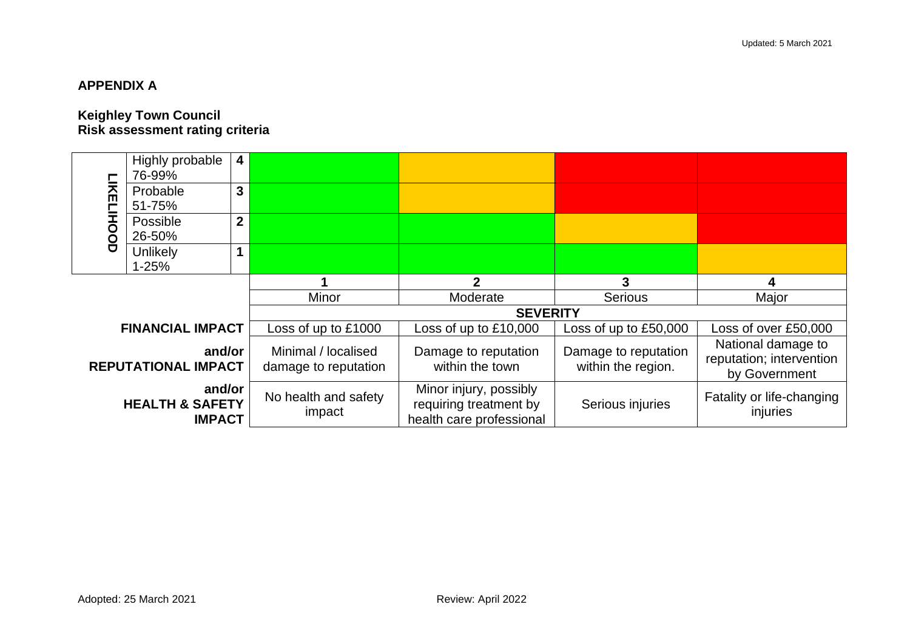**APPENDIX A**

**Keighley Town Council**
**Risk assessment rating criteria**

| LIKELIHOOD | | | | | | |
|---|---|---|---|---|---|---|
| | Highly probable 76-99% | 4 | | | | |
| | Probable 51-75% | 3 | | | | |
| | Possible 26-50% | 2 | | | | |
| | Unlikely 1-25% | 1 | | | | |
| | | | **1** | **2** | **3** | **4** |
| | | | Minor | Moderate | Serious | Major |
| | | | **SEVERITY** | | | |
| **FINANCIAL IMPACT** | | | Loss of up to £1000 | Loss of up to £10,000 | Loss of up to £50,000 | Loss of over £50,000 |
| **and/or REPUTATIONAL IMPACT** | | | Minimal / localised damage to reputation | Damage to reputation within the town | Damage to reputation within the region. | National damage to reputation; intervention by Government |
| **and/or HEALTH & SAFETY IMPACT** | | | No health and safety impact | Minor injury, possibly requiring treatment by health care professional | Serious injuries | Fatality or life-changing injuries |

Adopted: 25 March 2021

Review: April 2022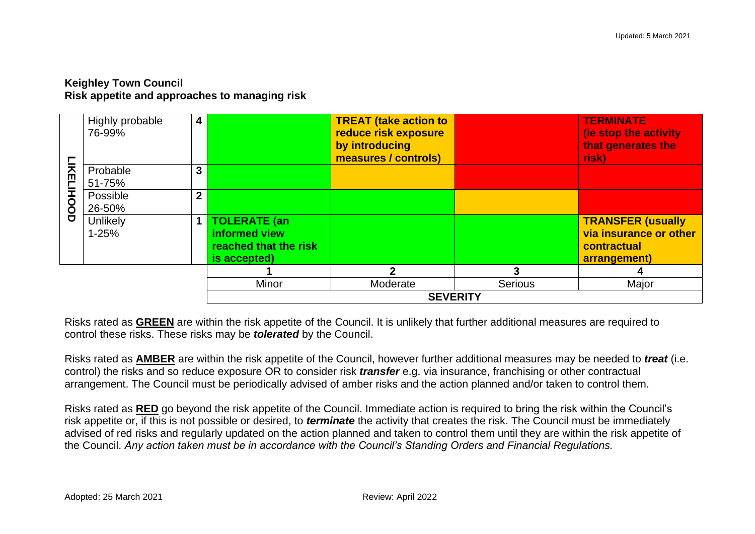**Keighley Town Council**
**Risk appetite and approaches to managing risk**

| LIKELIHOOD | | | | | | |
|---|---|---|---|---|---|---|
| Highly probable 76-99% | 4 | | **TREAT (take action to reduce risk exposure by introducing measures / controls)** | | **TERMINATE (ie stop the activity that generates the risk)** |
| Probable 51-75% | 3 | | | | |
| Possible 26-50% | 2 | | | | |
| Unlikely 1-25% | 1 | **TOLERATE (an informed view reached that the risk is accepted)** | | | **TRANSFER (usually via insurance or other contractual arrangement)** |
| | | 1 | 2 | 3 | 4 |
| | | Minor | Moderate | Serious | Major |
| | | **SEVERITY** | | | |

Risks rated as **GREEN** are within the risk appetite of the Council. It is unlikely that further additional measures are required to control these risks. These risks may be ***tolerated*** by the Council.

Risks rated as **AMBER** are within the risk appetite of the Council, however further additional measures may be needed to ***treat*** (i.e. control) the risks and so reduce exposure OR to consider risk ***transfer*** e.g. via insurance, franchising or other contractual arrangement. The Council must be periodically advised of amber risks and the action planned and/or taken to control them.

Risks rated as **RED** go beyond the risk appetite of the Council. Immediate action is required to bring the risk within the Council's risk appetite or, if this is not possible or desired, to ***terminate*** the activity that creates the risk. The Council must be immediately advised of red risks and regularly updated on the action planned and taken to control them until they are within the risk appetite of the Council. *Any action taken must be in accordance with the Council's Standing Orders and Financial Regulations.*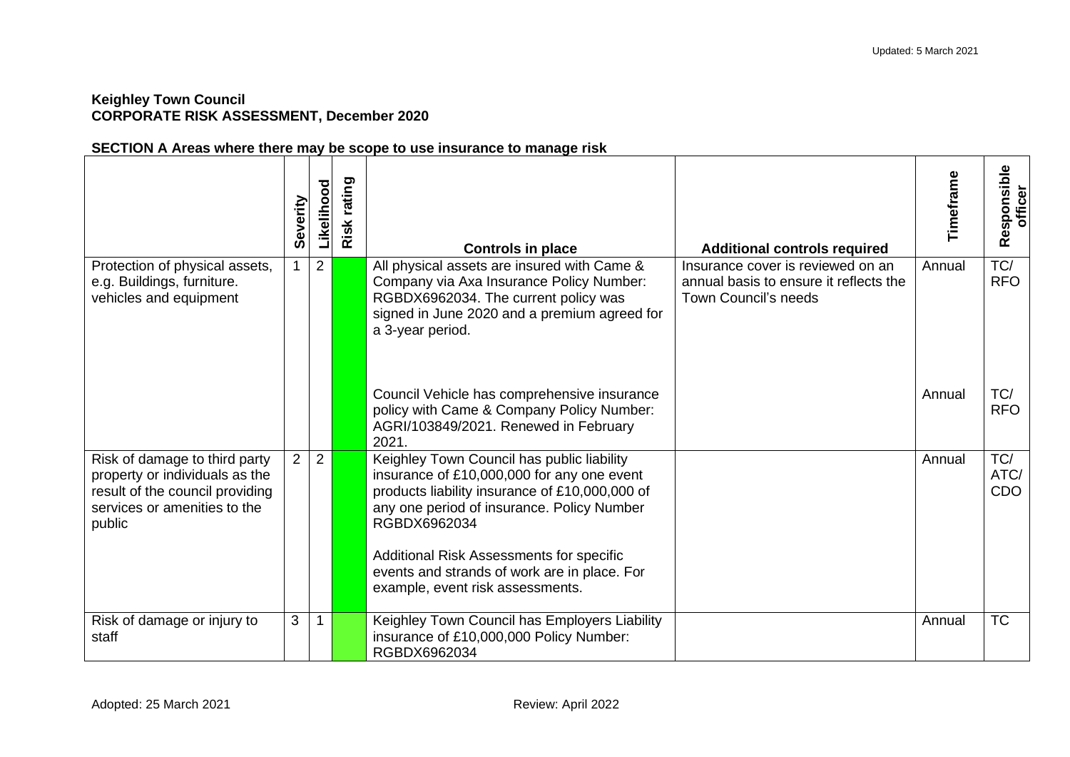Updated: 5 March 2021

**Keighley Town Council**
**CORPORATE RISK ASSESSMENT, December 2020**

**SECTION A Areas where there may be scope to use insurance to manage risk**

| | Severity | Likelihood | Risk rating | Controls in place | Additional controls required | Timeframe | Responsible officer |
|---|---|---|---|---|---|---|---|
| Protection of physical assets, e.g. Buildings, furniture. vehicles and equipment | 1 | 2 | | All physical assets are insured with Came & Company via Axa Insurance Policy Number: RGBDX6962034. The current policy was signed in June 2020 and a premium agreed for a 3-year period. | Insurance cover is reviewed on an annual basis to ensure it reflects the Town Council's needs | Annual | TC/ RFO |
| | | | | Council Vehicle has comprehensive insurance policy with Came & Company Policy Number: AGRI/103849/2021. Renewed in February 2021. | | Annual | TC/ RFO |
| Risk of damage to third party property or individuals as the result of the council providing services or amenities to the public | 2 | 2 | | Keighley Town Council has public liability insurance of £10,000,000 for any one event products liability insurance of £10,000,000 of any one period of insurance. Policy Number RGBDX6962034<br><br>Additional Risk Assessments for specific events and strands of work are in place. For example, event risk assessments. | | Annual | TC/ ATC/ CDO |
| Risk of damage or injury to staff | 3 | 1 | | Keighley Town Council has Employers Liability insurance of £10,000,000 Policy Number: RGBDX6962034 | | Annual | TC |

Adopted: 25 March 2021

Review: April 2022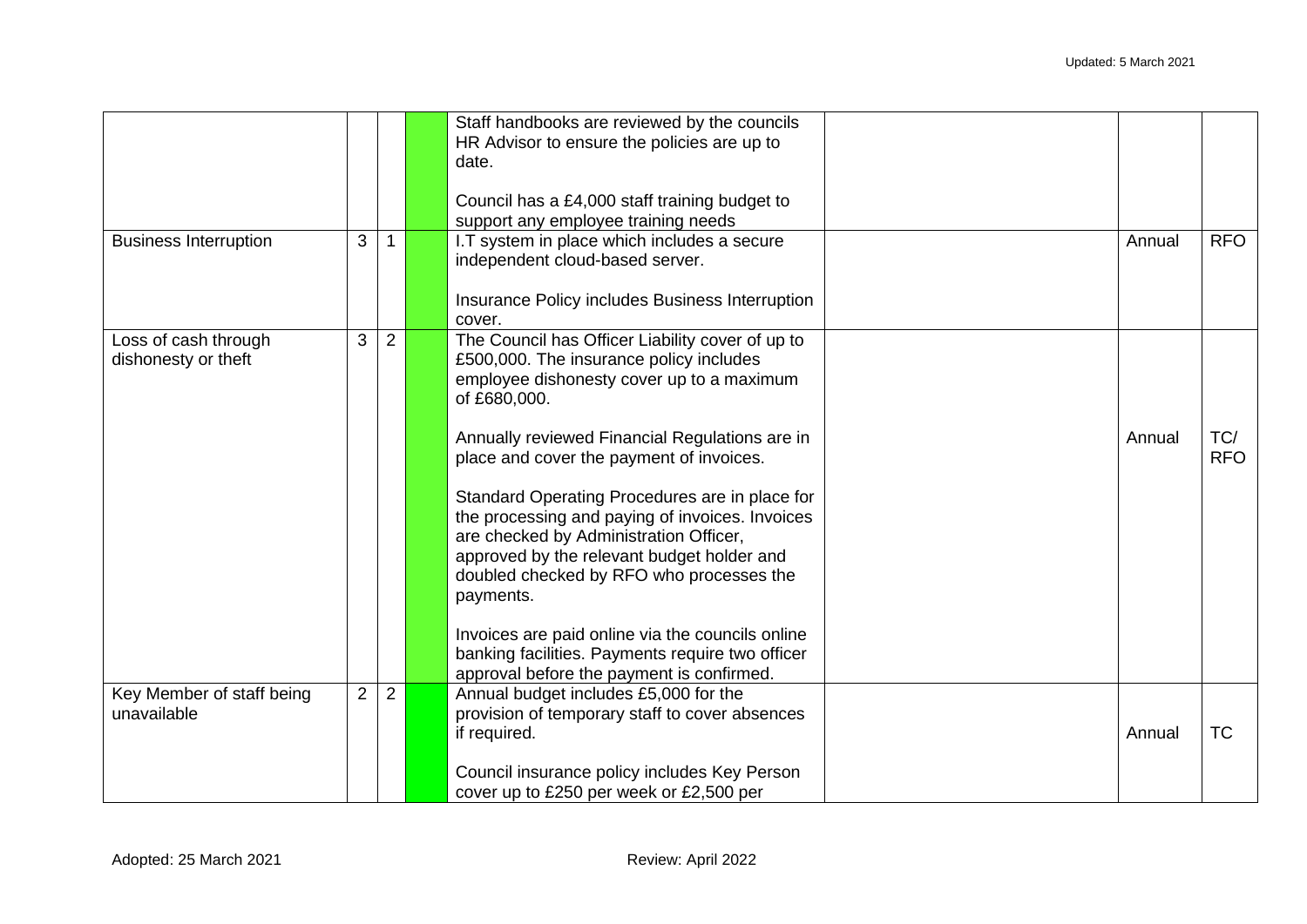| | | | | | | | |
|---|---|---|---|---|---|---|---|
| | | | | Staff handbooks are reviewed by the councils HR Advisor to ensure the policies are up to date.<br><br>Council has a £4,000 staff training budget to support any employee training needs | | | |
| Business Interruption | 3 | 1 | | I.T system in place which includes a secure independent cloud-based server.<br><br>Insurance Policy includes Business Interruption cover. | | Annual | RFO |
| Loss of cash through dishonesty or theft | 3 | 2 | | The Council has Officer Liability cover of up to £500,000. The insurance policy includes employee dishonesty cover up to a maximum of £680,000.<br><br>Annually reviewed Financial Regulations are in place and cover the payment of invoices.<br><br>Standard Operating Procedures are in place for the processing and paying of invoices. Invoices are checked by Administration Officer, approved by the relevant budget holder and doubled checked by RFO who processes the payments.<br><br>Invoices are paid online via the councils online banking facilities. Payments require two officer approval before the payment is confirmed. | | Annual | TC/ RFO |
| Key Member of staff being unavailable | 2 | 2 | | Annual budget includes £5,000 for the provision of temporary staff to cover absences if required.<br><br>Council insurance policy includes Key Person cover up to £250 per week or £2,500 per | | Annual | TC |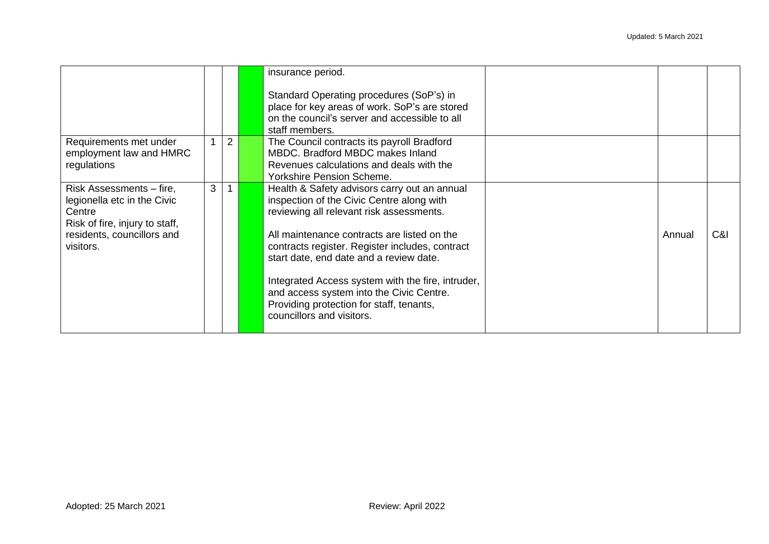| | | | | | | | |
|---|---|---|---|---|---|---|---|
| | | | | insurance period.<br><br>Standard Operating procedures (SoP's) in place for key areas of work. SoP's are stored on the council's server and accessible to all staff members. | | | |
| Requirements met under employment law and HMRC regulations | 1 | 2 | | The Council contracts its payroll Bradford MBDC. Bradford MBDC makes Inland Revenues calculations and deals with the Yorkshire Pension Scheme. | | | |
| Risk Assessments – fire, legionella etc in the Civic Centre<br>Risk of fire, injury to staff, residents, councillors and visitors. | 3 | 1 | | Health & Safety advisors carry out an annual inspection of the Civic Centre along with reviewing all relevant risk assessments.<br><br>All maintenance contracts are listed on the contracts register. Register includes, contract start date, end date and a review date.<br><br>Integrated Access system with the fire, intruder, and access system into the Civic Centre. Providing protection for staff, tenants, councillors and visitors. | | Annual | C&I |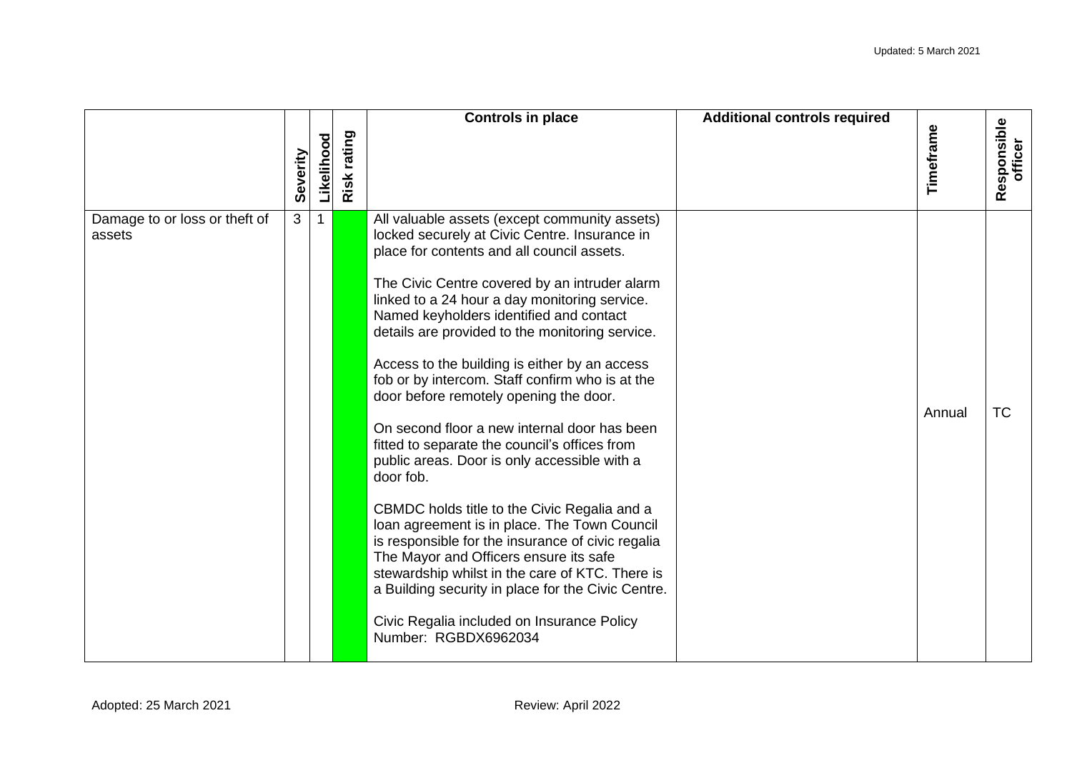| | Severity | Likelihood | Risk rating | Controls in place | Additional controls required | Timeframe | Responsible officer |
|---|---|---|---|---|---|---|---|
| Damage to or loss or theft of assets | 3 | 1 | | All valuable assets (except community assets) locked securely at Civic Centre. Insurance in place for contents and all council assets.<br><br>The Civic Centre covered by an intruder alarm linked to a 24 hour a day monitoring service. Named keyholders identified and contact details are provided to the monitoring service.<br><br>Access to the building is either by an access fob or by intercom. Staff confirm who is at the door before remotely opening the door.<br><br>On second floor a new internal door has been fitted to separate the council's offices from public areas. Door is only accessible with a door fob.<br><br>CBMDC holds title to the Civic Regalia and a loan agreement is in place. The Town Council is responsible for the insurance of civic regalia The Mayor and Officers ensure its safe stewardship whilst in the care of KTC. There is a Building security in place for the Civic Centre.<br><br>Civic Regalia included on Insurance Policy Number: RGBDX6962034 | | Annual | TC |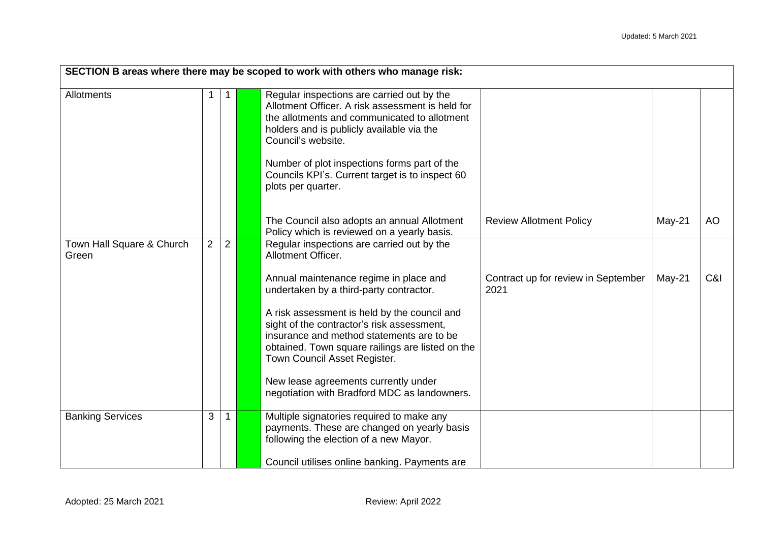| SECTION B areas where there may be scoped to work with others who manage risk: | | | | | | | |
|---|---|---|---|---|---|---|---|
| Allotments | 1 | 1 | | Regular inspections are carried out by the Allotment Officer. A risk assessment is held for the allotments and communicated to allotment holders and is publicly available via the Council's website.<br><br>Number of plot inspections forms part of the Councils KPI's. Current target is to inspect 60 plots per quarter.<br><br>The Council also adopts an annual Allotment Policy which is reviewed on a yearly basis. | Review Allotment Policy | May-21 | AO |
| Town Hall Square & Church Green | 2 | 2 | | Regular inspections are carried out by the Allotment Officer.<br><br>Annual maintenance regime in place and undertaken by a third-party contractor.<br><br>A risk assessment is held by the council and sight of the contractor's risk assessment, insurance and method statements are to be obtained. Town square railings are listed on the Town Council Asset Register.<br><br>New lease agreements currently under negotiation with Bradford MDC as landowners. | Contract up for review in September 2021 | May-21 | C&I |
| Banking Services | 3 | 1 | | Multiple signatories required to make any payments. These are changed on yearly basis following the election of a new Mayor.<br><br>Council utilises online banking. Payments are | | | |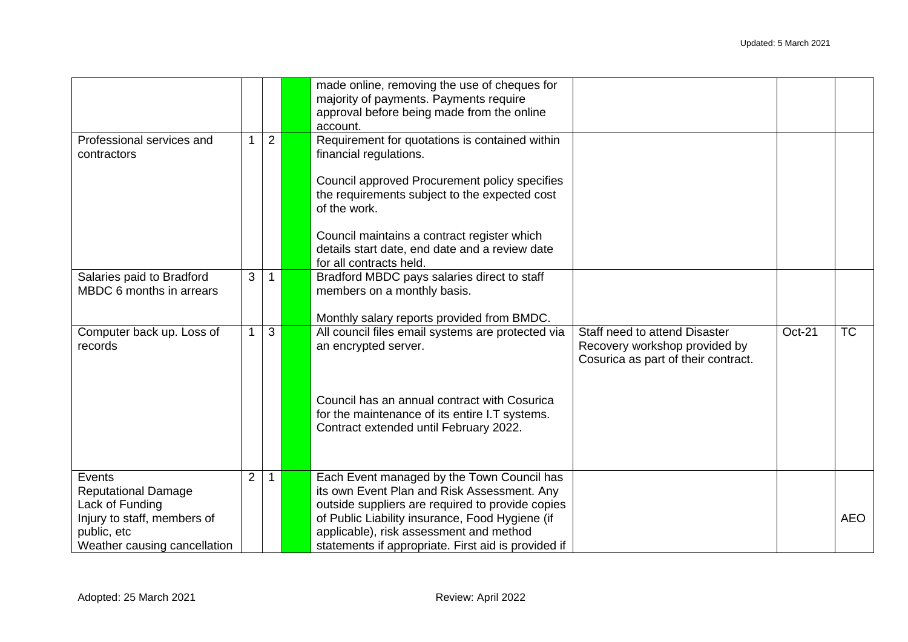| | | | | | | | |
|---|---|---|---|---|---|---|---|
| | | | | made online, removing the use of cheques for majority of payments. Payments require approval before being made from the online account. | | | |
| Professional services and contractors | 1 | 2 | | Requirement for quotations is contained within financial regulations.<br><br>Council approved Procurement policy specifies the requirements subject to the expected cost of the work.<br><br>Council maintains a contract register which details start date, end date and a review date for all contracts held. | | | |
| Salaries paid to Bradford MBDC 6 months in arrears | 3 | 1 | | Bradford MBDC pays salaries direct to staff members on a monthly basis.<br><br>Monthly salary reports provided from BMDC. | | | |
| Computer back up. Loss of records | 1 | 3 | | All council files email systems are protected via an encrypted server.<br><br>Council has an annual contract with Cosurica for the maintenance of its entire I.T systems. Contract extended until February 2022. | Staff need to attend Disaster Recovery workshop provided by Cosurica as part of their contract. | Oct-21 | TC |
| Events<br>Reputational Damage<br>Lack of Funding<br>Injury to staff, members of public, etc<br>Weather causing cancellation | 2 | 1 | | Each Event managed by the Town Council has its own Event Plan and Risk Assessment. Any outside suppliers are required to provide copies of Public Liability insurance, Food Hygiene (if applicable), risk assessment and method statements if appropriate. First aid is provided if | | | AEO |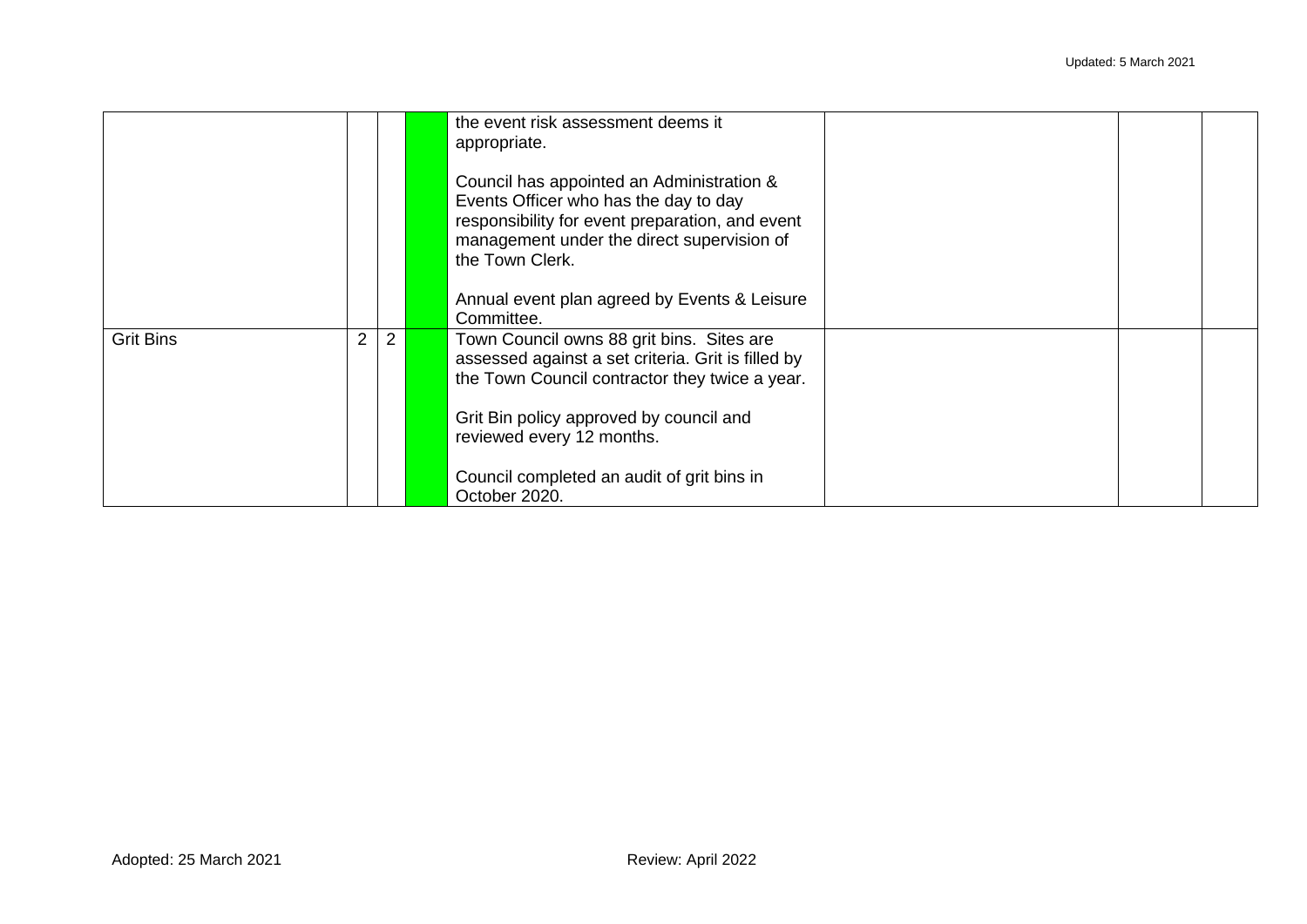|  |  |  |  |  |  |  |  |
|---|---|---|---|---|---|---|---|
|  |  |  |  | the event risk assessment deems it appropriate.<br><br>Council has appointed an Administration & Events Officer who has the day to day responsibility for event preparation, and event management under the direct supervision of the Town Clerk.<br><br>Annual event plan agreed by Events & Leisure Committee. |  |  |  |
| Grit Bins | 2 | 2 |  | Town Council owns 88 grit bins. Sites are assessed against a set criteria. Grit is filled by the Town Council contractor they twice a year.<br><br>Grit Bin policy approved by council and reviewed every 12 months.<br><br>Council completed an audit of grit bins in October 2020. |  |  |  |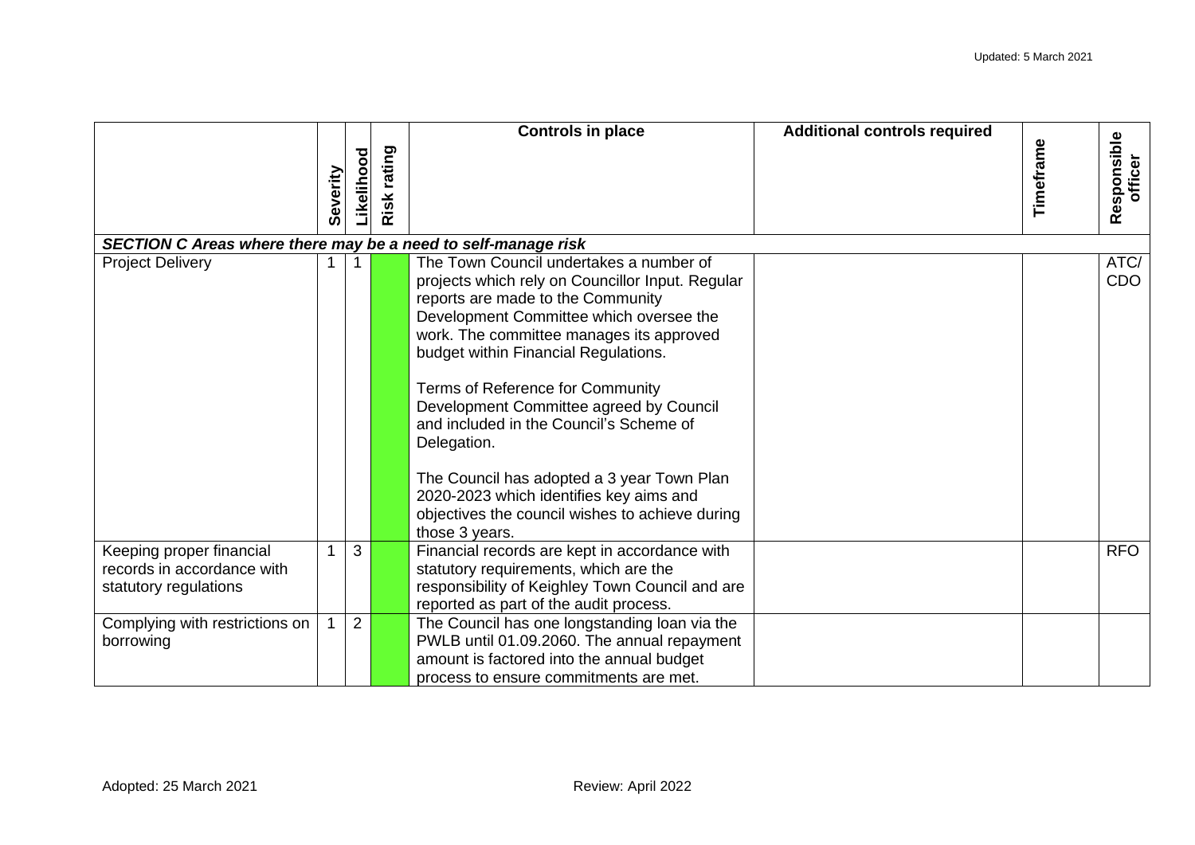| | Severity | Likelihood | Risk rating | Controls in place | Additional controls required | Timeframe | Responsible officer |
|---|---|---|---|---|---|---|---|
| ***SECTION C Areas where there may be a need to self-manage risk*** | | | | | | | |
| Project Delivery | 1 | 1 | | The Town Council undertakes a number of projects which rely on Councillor Input. Regular reports are made to the Community Development Committee which oversee the work. The committee manages its approved budget within Financial Regulations.<br><br>Terms of Reference for Community Development Committee agreed by Council and included in the Council's Scheme of Delegation.<br><br>The Council has adopted a 3 year Town Plan 2020-2023 which identifies key aims and objectives the council wishes to achieve during those 3 years. | | | ATC/ CDO |
| Keeping proper financial records in accordance with statutory regulations | 1 | 3 | | Financial records are kept in accordance with statutory requirements, which are the responsibility of Keighley Town Council and are reported as part of the audit process. | | | RFO |
| Complying with restrictions on borrowing | 1 | 2 | | The Council has one longstanding loan via the PWLB until 01.09.2060. The annual repayment amount is factored into the annual budget process to ensure commitments are met. | | | |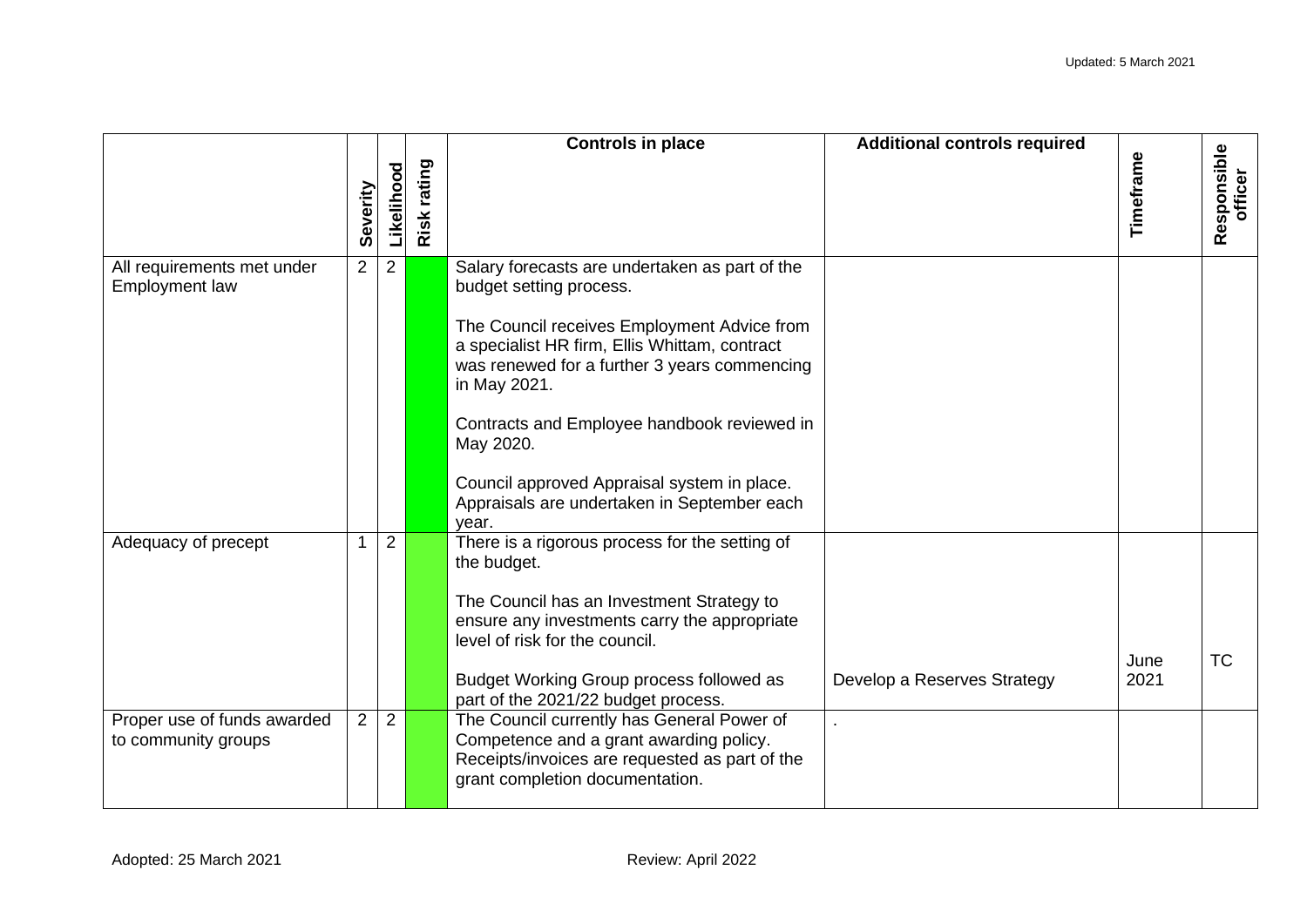| | Severity | Likelihood | Risk rating | Controls in place | Additional controls required | Timeframe | Responsible officer |
|---|---|---|---|---|---|---|---|
| All requirements met under Employment law | 2 | 2 | | Salary forecasts are undertaken as part of the budget setting process.<br><br>The Council receives Employment Advice from a specialist HR firm, Ellis Whittam, contract was renewed for a further 3 years commencing in May 2021.<br><br>Contracts and Employee handbook reviewed in May 2020.<br><br>Council approved Appraisal system in place. Appraisals are undertaken in September each year. | | | |
| Adequacy of precept | 1 | 2 | | There is a rigorous process for the setting of the budget.<br><br>The Council has an Investment Strategy to ensure any investments carry the appropriate level of risk for the council.<br><br>Budget Working Group process followed as part of the 2021/22 budget process. | Develop a Reserves Strategy | June 2021 | TC |
| Proper use of funds awarded to community groups | 2 | 2 | | The Council currently has General Power of Competence and a grant awarding policy. Receipts/invoices are requested as part of the grant completion documentation. | . | | |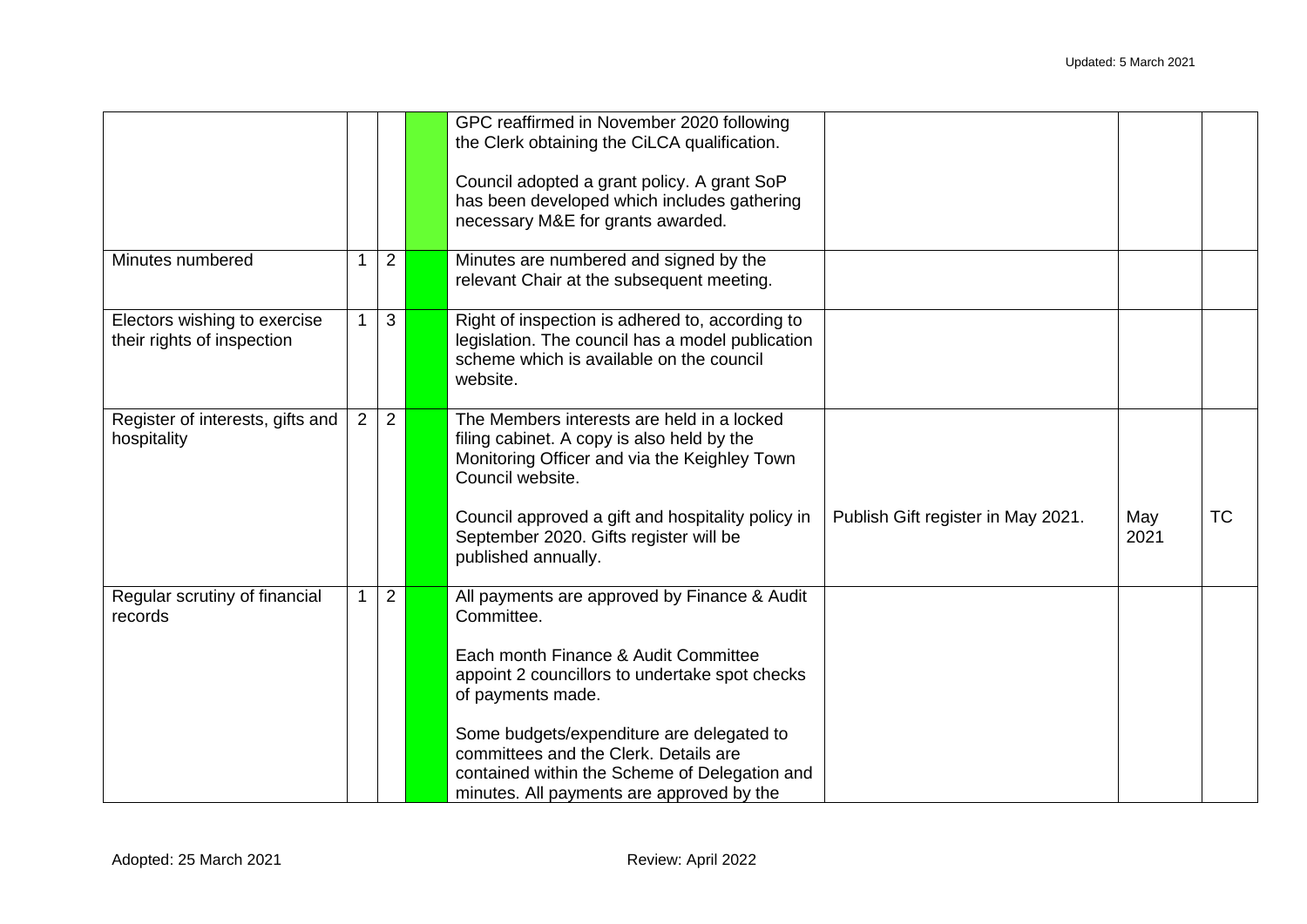| | | | | | | | |
|---|---|---|---|---|---|---|---|
| | | | | GPC reaffirmed in November 2020 following the Clerk obtaining the CiLCA qualification.<br><br>Council adopted a grant policy. A grant SoP has been developed which includes gathering necessary M&E for grants awarded. | | | |
| Minutes numbered | 1 | 2 | | Minutes are numbered and signed by the relevant Chair at the subsequent meeting. | | | |
| Electors wishing to exercise their rights of inspection | 1 | 3 | | Right of inspection is adhered to, according to legislation. The council has a model publication scheme which is available on the council website. | | | |
| Register of interests, gifts and hospitality | 2 | 2 | | The Members interests are held in a locked filing cabinet. A copy is also held by the Monitoring Officer and via the Keighley Town Council website.<br><br>Council approved a gift and hospitality policy in September 2020. Gifts register will be published annually. | Publish Gift register in May 2021. | May 2021 | TC |
| Regular scrutiny of financial records | 1 | 2 | | All payments are approved by Finance & Audit Committee.<br><br>Each month Finance & Audit Committee appoint 2 councillors to undertake spot checks of payments made.<br><br>Some budgets/expenditure are delegated to committees and the Clerk. Details are contained within the Scheme of Delegation and minutes. All payments are approved by the | | | |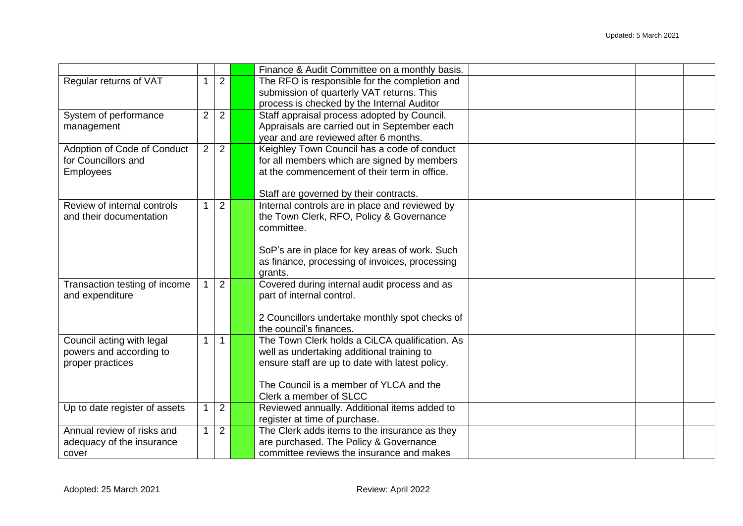| | | | | | | | |
|---|---|---|---|---|---|---|---|
| | | | | Finance & Audit Committee on a monthly basis. | | | |
| Regular returns of VAT | 1 | 2 | | The RFO is responsible for the completion and submission of quarterly VAT returns. This process is checked by the Internal Auditor | | | |
| System of performance management | 2 | 2 | | Staff appraisal process adopted by Council. Appraisals are carried out in September each year and are reviewed after 6 months. | | | |
| Adoption of Code of Conduct for Councillors and Employees | 2 | 2 | | Keighley Town Council has a code of conduct for all members which are signed by members at the commencement of their term in office.<br><br>Staff are governed by their contracts. | | | |
| Review of internal controls and their documentation | 1 | 2 | | Internal controls are in place and reviewed by the Town Clerk, RFO, Policy & Governance committee.<br><br>SoP's are in place for key areas of work. Such as finance, processing of invoices, processing grants. | | | |
| Transaction testing of income and expenditure | 1 | 2 | | Covered during internal audit process and as part of internal control.<br><br>2 Councillors undertake monthly spot checks of the council's finances. | | | |
| Council acting with legal powers and according to proper practices | 1 | 1 | | The Town Clerk holds a CiLCA qualification. As well as undertaking additional training to ensure staff are up to date with latest policy.<br><br>The Council is a member of YLCA and the Clerk a member of SLCC | | | |
| Up to date register of assets | 1 | 2 | | Reviewed annually. Additional items added to register at time of purchase. | | | |
| Annual review of risks and adequacy of the insurance cover | 1 | 2 | | The Clerk adds items to the insurance as they are purchased. The Policy & Governance committee reviews the insurance and makes | | | |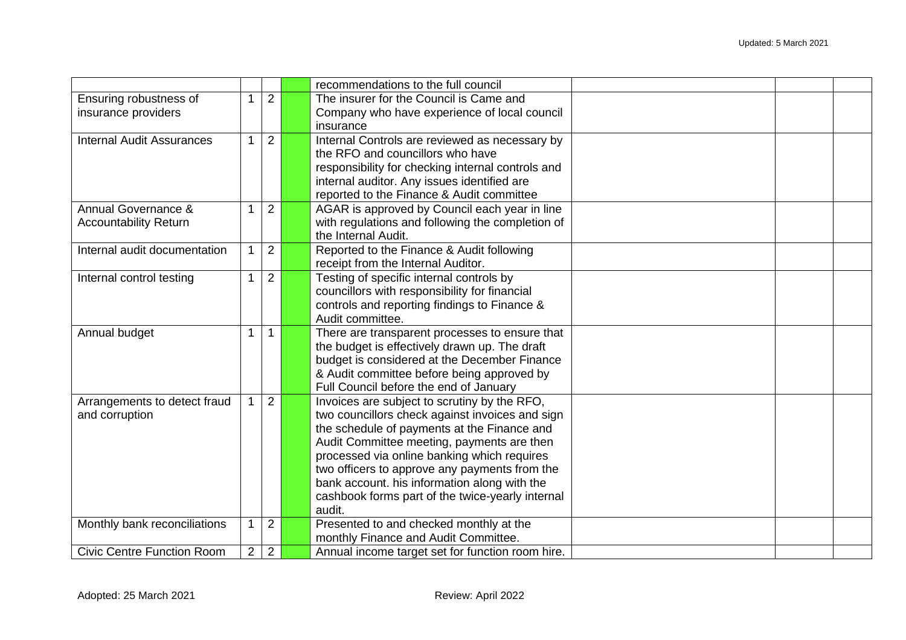| | | | | | | | |
|---|---|---|---|---|---|---|---|
| | | | | recommendations to the full council | | | |
| Ensuring robustness of insurance providers | 1 | 2 | | The insurer for the Council is Came and Company who have experience of local council insurance | | | |
| Internal Audit Assurances | 1 | 2 | | Internal Controls are reviewed as necessary by the RFO and councillors who have responsibility for checking internal controls and internal auditor. Any issues identified are reported to the Finance & Audit committee | | | |
| Annual Governance & Accountability Return | 1 | 2 | | AGAR is approved by Council each year in line with regulations and following the completion of the Internal Audit. | | | |
| Internal audit documentation | 1 | 2 | | Reported to the Finance & Audit following receipt from the Internal Auditor. | | | |
| Internal control testing | 1 | 2 | | Testing of specific internal controls by councillors with responsibility for financial controls and reporting findings to Finance & Audit committee. | | | |
| Annual budget | 1 | 1 | | There are transparent processes to ensure that the budget is effectively drawn up. The draft budget is considered at the December Finance & Audit committee before being approved by Full Council before the end of January | | | |
| Arrangements to detect fraud and corruption | 1 | 2 | | Invoices are subject to scrutiny by the RFO, two councillors check against invoices and sign the schedule of payments at the Finance and Audit Committee meeting, payments are then processed via online banking which requires two officers to approve any payments from the bank account. his information along with the cashbook forms part of the twice-yearly internal audit. | | | |
| Monthly bank reconciliations | 1 | 2 | | Presented to and checked monthly at the monthly Finance and Audit Committee. | | | |
| Civic Centre Function Room | 2 | 2 | | Annual income target set for function room hire. | | | |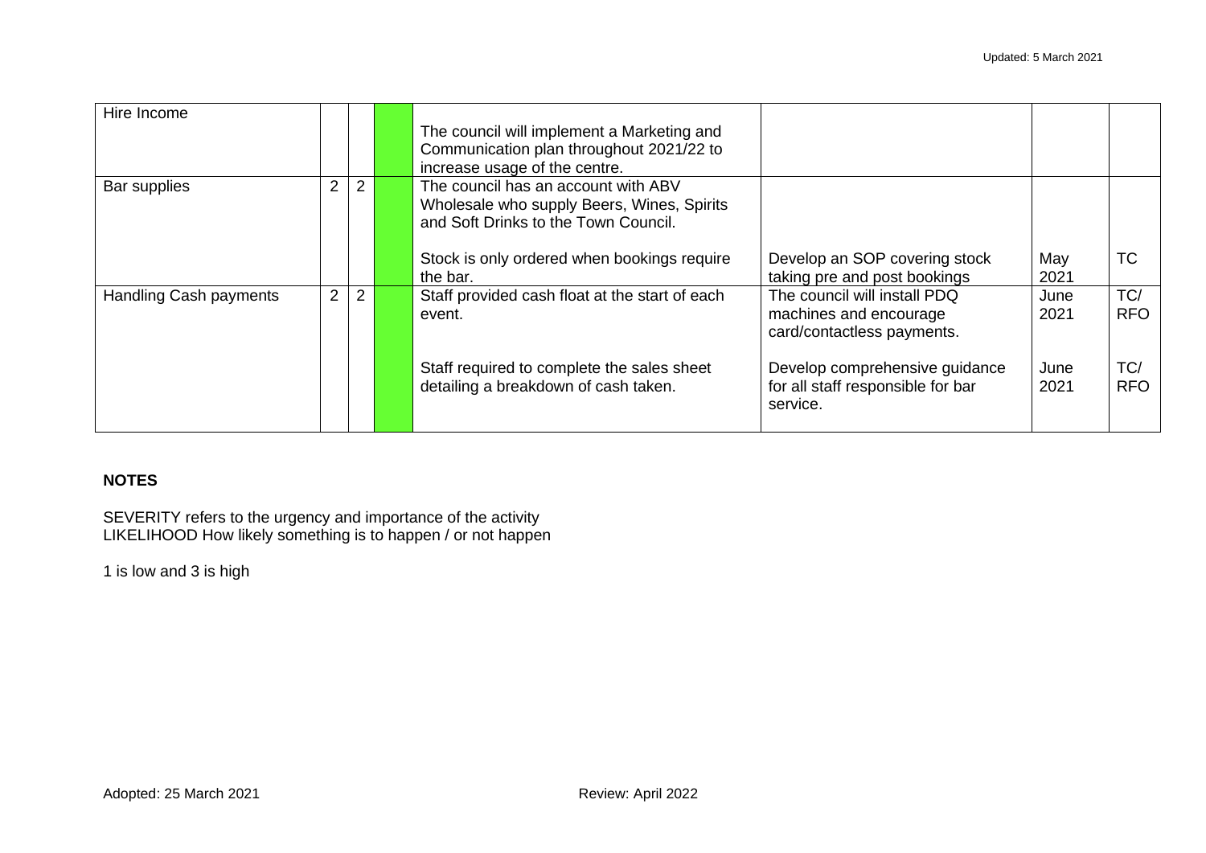| | | | | | | | |
|---|---|---|---|---|---|---|---|
| Hire Income | | | | The council will implement a Marketing and Communication plan throughout 2021/22 to increase usage of the centre. | | | |
| Bar supplies | 2 | 2 | | The council has an account with ABV Wholesale who supply Beers, Wines, Spirits and Soft Drinks to the Town Council.<br><br>Stock is only ordered when bookings require the bar. | Develop an SOP covering stock taking pre and post bookings | May 2021 | TC |
| Handling Cash payments | 2 | 2 | | Staff provided cash float at the start of each event.<br><br>Staff required to complete the sales sheet detailing a breakdown of cash taken. | The council will install PDQ machines and encourage card/contactless payments.<br><br>Develop comprehensive guidance for all staff responsible for bar service. | June 2021<br><br>June 2021 | TC/ RFO<br><br>TC/ RFO |

**NOTES**

SEVERITY refers to the urgency and importance of the activity
LIKELIHOOD How likely something is to happen / or not happen

1 is low and 3 is high